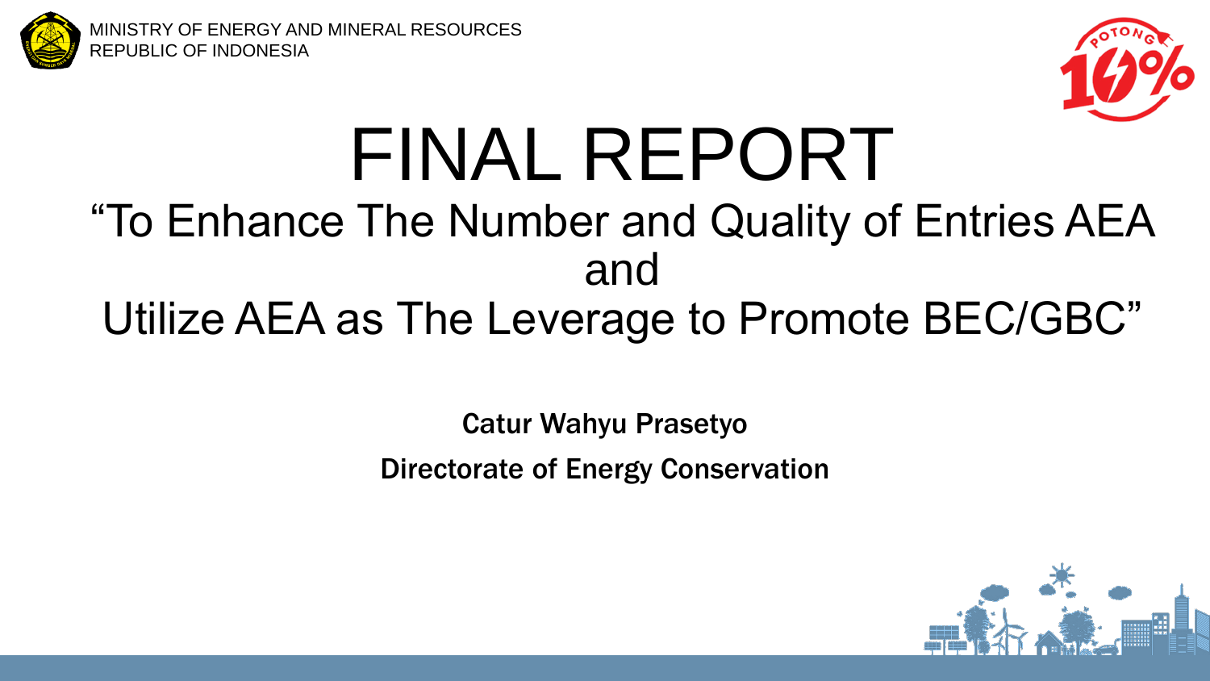MINISTRY OF ENERGY AND MINERAL RESOURCES
REPUBLIC OF INDONESIA

# FINAL REPORT

## "To Enhance The Number and Quality of Entries AEA and Utilize AEA as The Leverage to Promote BEC/GBC"

**Catur Wahyu Prasetyo**

**Directorate of Energy Conservation**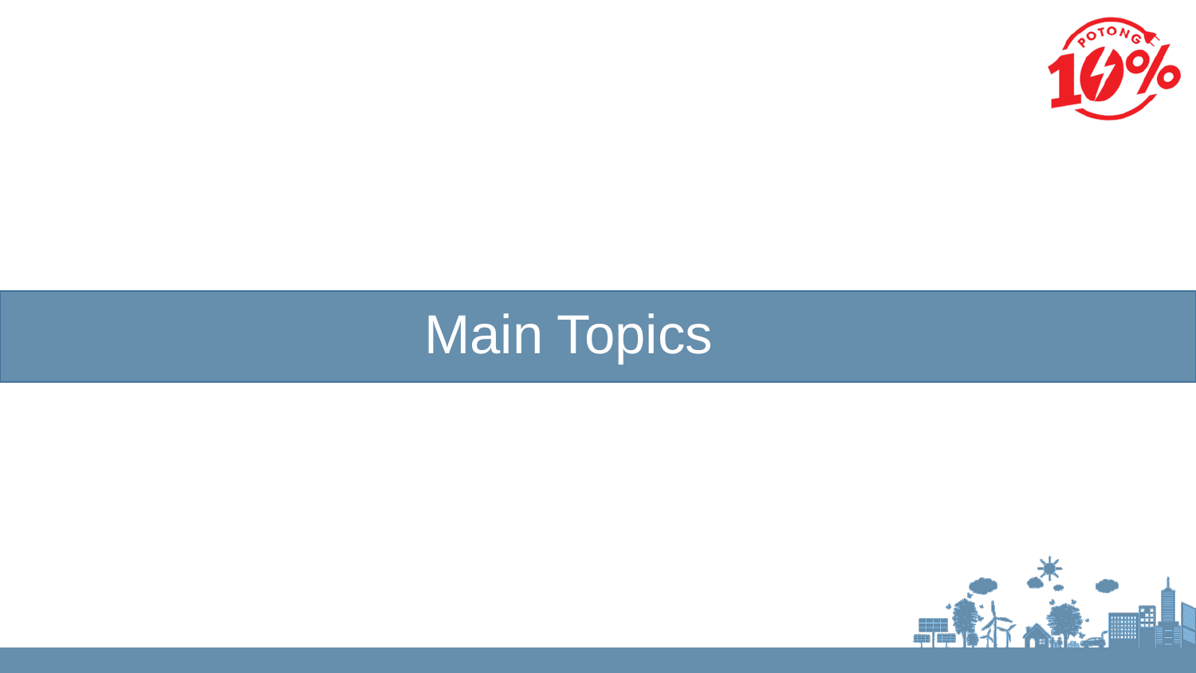# Main Topics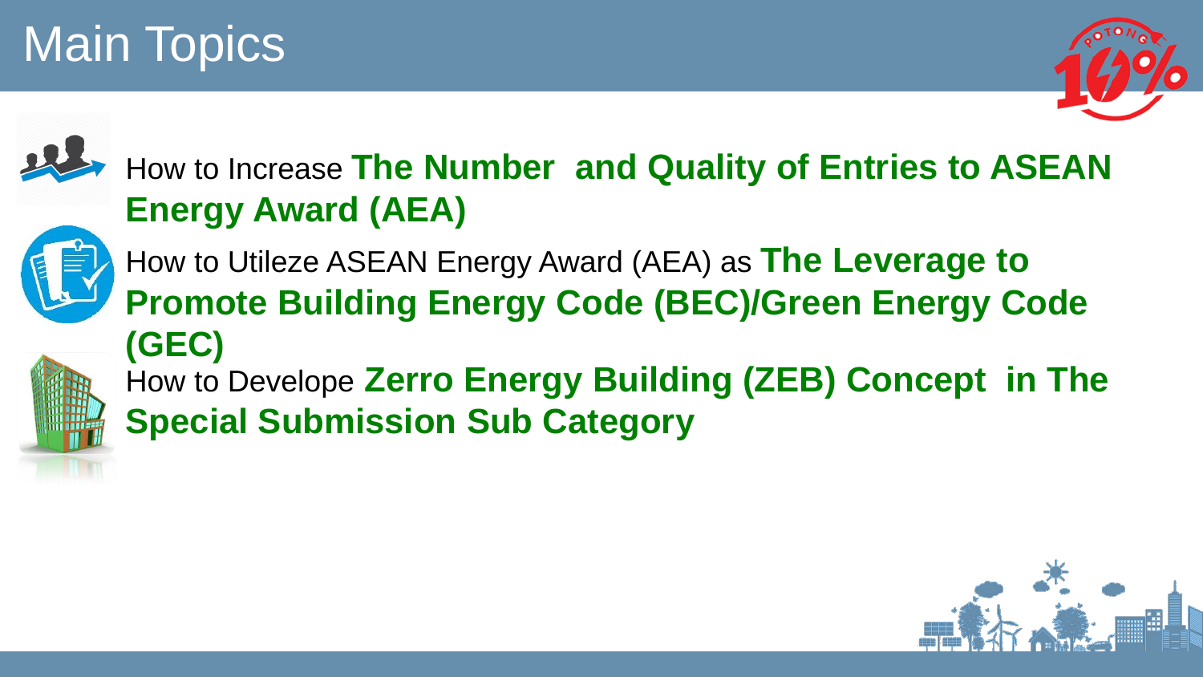# Main Topics

- How to Increase **The Number and Quality of Entries to ASEAN Energy Award (AEA)**
- How to Utileze ASEAN Energy Award (AEA) as **The Leverage to Promote Building Energy Code (BEC)/Green Energy Code (GEC)**
- How to Develope **Zerro Energy Building (ZEB) Concept in The Special Submission Sub Category**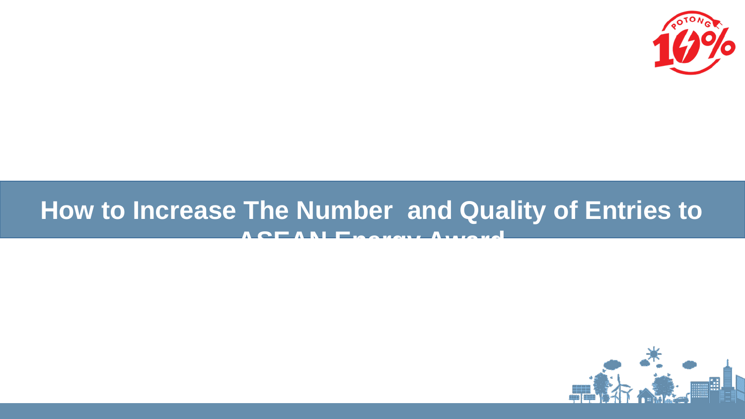# How to Increase The Number and Quality of Entries to ASEAN Energy Award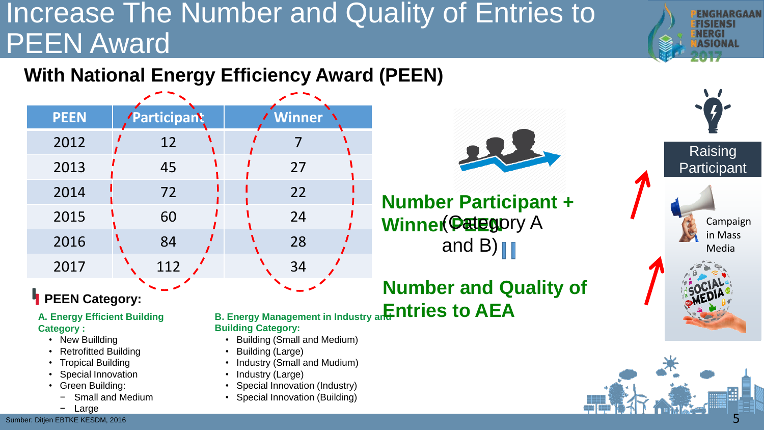# Increase The Number and Quality of Entries to PEEN Award

## With National Energy Efficiency Award (PEEN)

| PEEN | Participant | Winner |
|---|---|---|
| 2012 | 12 | 7 |
| 2013 | 45 | 27 |
| 2014 | 72 | 22 |
| 2015 | 60 | 24 |
| 2016 | 84 | 28 |
| 2017 | 112 | 34 |

**Number Participant + Winner PEEN** (Category A and B)

**Number and Quality of Entries to AEA**

Raising Participant

Campaign in Mass Media

### PEEN Category:

**A. Energy Efficient Building Category :**

- New Buillding
- Retrofitted Building
- Tropical Building
- Special Innovation
- Green Building:
  - Small and Medium
  - Large

**B. Energy Management in Industry and Building Category:**

- Building (Small and Medium)
- Building (Large)
- Industry (Small and Mudium)
- Industry (Large)
- Special Innovation (Industry)
- Special Innovation (Building)

Sumber: Ditjen EBTKE KESDM, 2016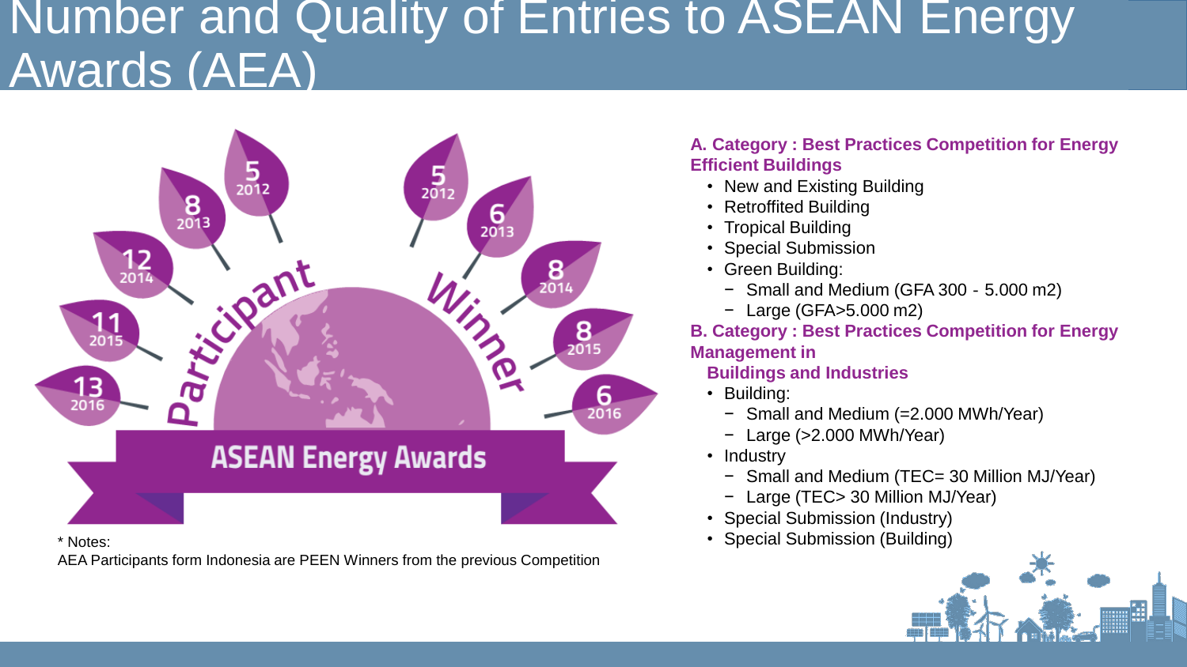# Number and Quality of Entries to ASEAN Energy Awards (AEA)

Participant

| Year | Participant |
|---|---|
| 2012 | 5 |
| 2013 | 8 |
| 2014 | 12 |
| 2015 | 11 |
| 2016 | 13 |

Winner

| Year | Winner |
|---|---|
| 2012 | 5 |
| 2013 | 6 |
| 2014 | 8 |
| 2015 | 8 |
| 2016 | 6 |

ASEAN Energy Awards

\* Notes:
AEA Participants form Indonesia are PEEN Winners from the previous Competition

**A. Category : Best Practices Competition for Energy Efficient Buildings**

- New and Existing Building
- Retroffited Building
- Tropical Building
- Special Submission
- Green Building:
  - Small and Medium (GFA 300 - 5.000 m2)
  - Large (GFA>5.000 m2)

**B. Category : Best Practices Competition for Energy Management in Buildings and Industries**

- Building:
  - Small and Medium (=2.000 MWh/Year)
  - Large (>2.000 MWh/Year)
- Industry
  - Small and Medium (TEC= 30 Million MJ/Year)
  - Large (TEC> 30 Million MJ/Year)
- Special Submission (Industry)
- Special Submission (Building)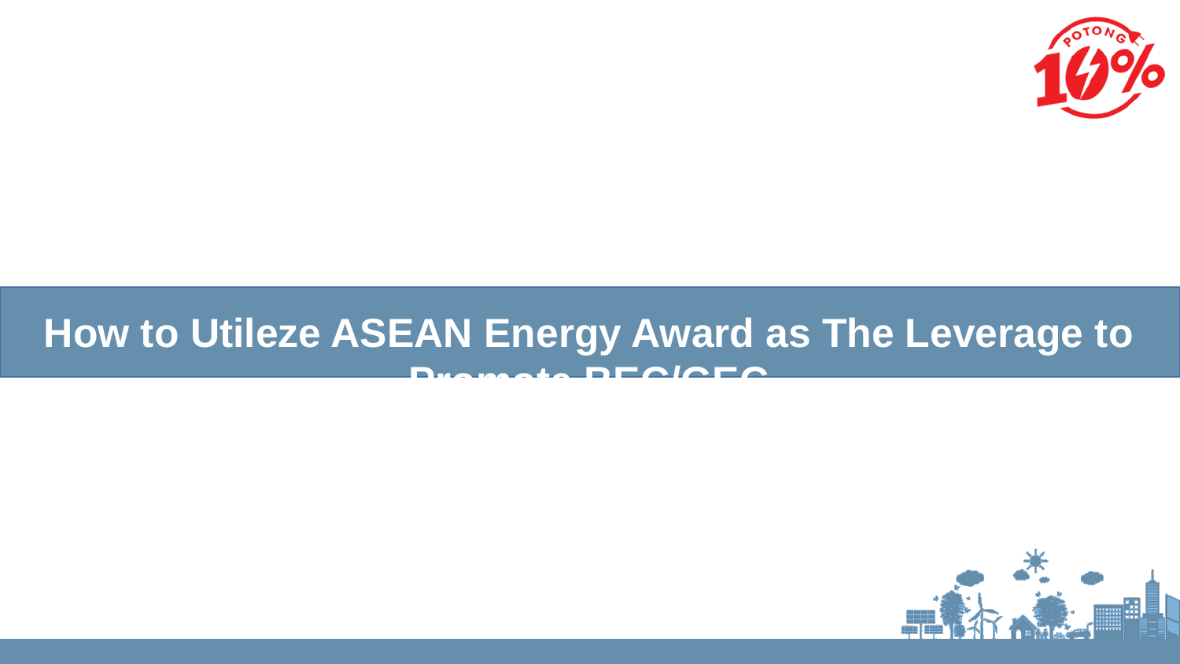# How to Utileze ASEAN Energy Award as The Leverage to Promote BEC/GEC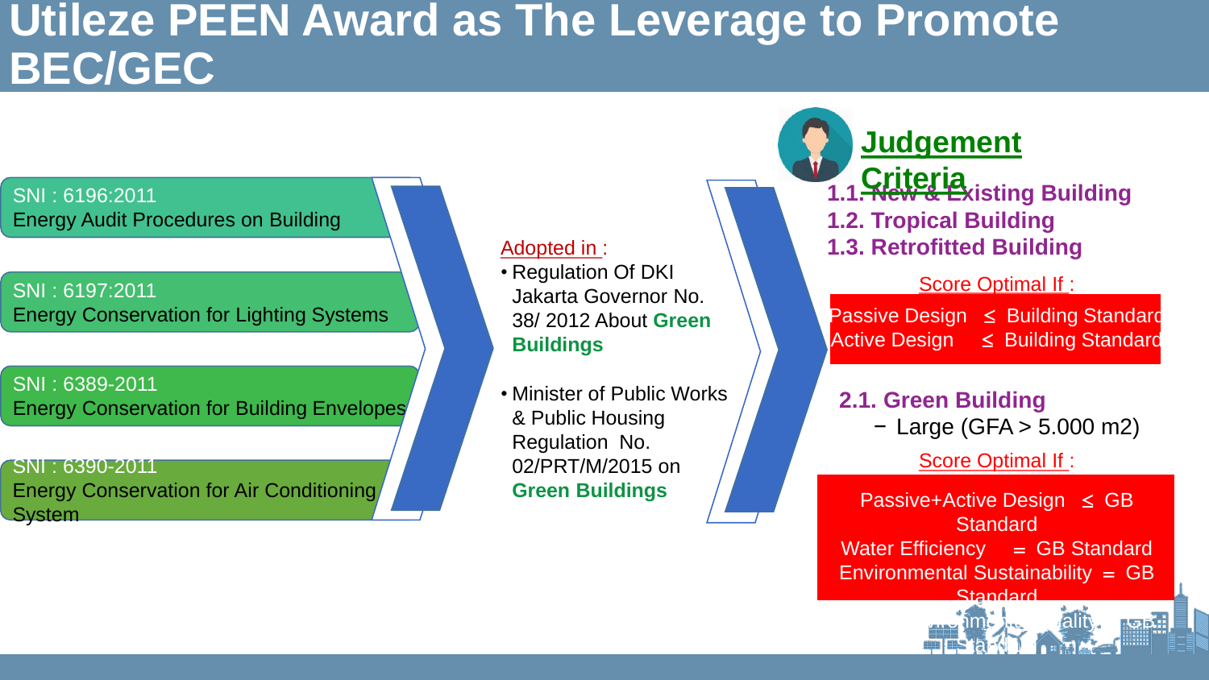# Utileze PEEN Award as The Leverage to Promote BEC/GEC

**SNI : 6196:2011**
Energy Audit Procedures on Building

**SNI : 6197:2011**
Energy Conservation for Lighting Systems

**SNI : 6389-2011**
Energy Conservation for Building Envelopes

**SNI : 6390-2011**
Energy Conservation for Air Conditioning System

Adopted in :

- Regulation Of DKI Jakarta Governor No. 38/ 2012 About **Green Buildings**
- Minister of Public Works & Public Housing Regulation No. 02/PRT/M/2015 on **Green Buildings**

## Judgement Criteria

**1.1. New & Existing Building**
**1.2. Tropical Building**
**1.3. Retrofitted Building**

Score Optimal If :

Passive Design ≤ Building Standard
Active Design ≤ Building Standard

**2.1. Green Building**

− Large (GFA > 5.000 m2)

Score Optimal If :

Passive+Active Design ≤ GB Standard
Water Efficiency = GB Standard
Environmental Sustainability = GB Standard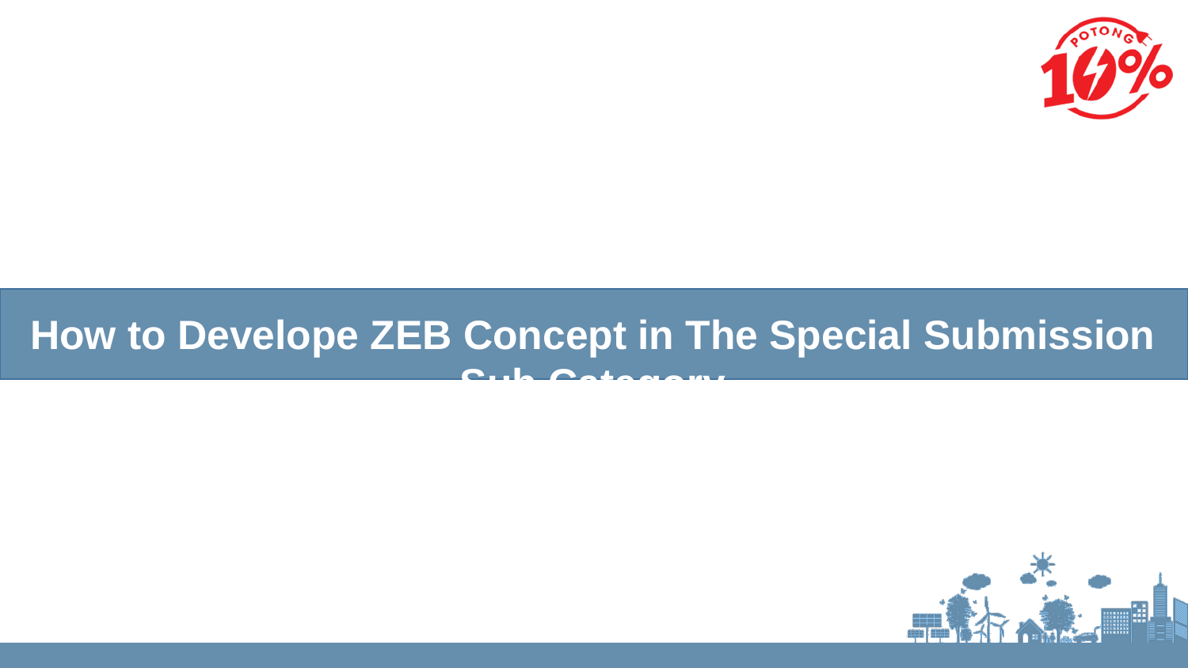# How to Develope ZEB Concept in The Special Submission Sub Category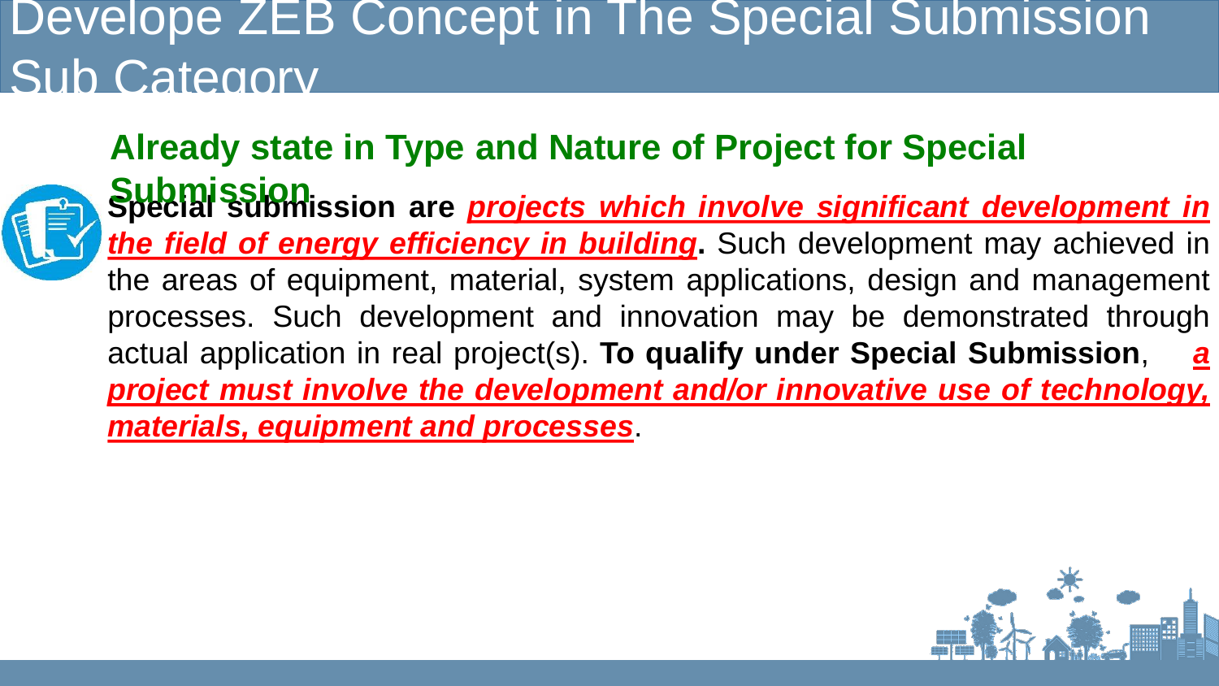# Develope ZEB Concept in The Special Submission Sub Category

## Already state in Type and Nature of Project for Special Submission

**Special submission are** ***projects which involve significant development in the field of energy efficiency in building*****.** Such development may achieved in the areas of equipment, material, system applications, design and management processes. Such development and innovation may be demonstrated through actual application in real project(s). **To qualify under Special Submission**, ***a project must involve the development and/or innovative use of technology, materials, equipment and processes***.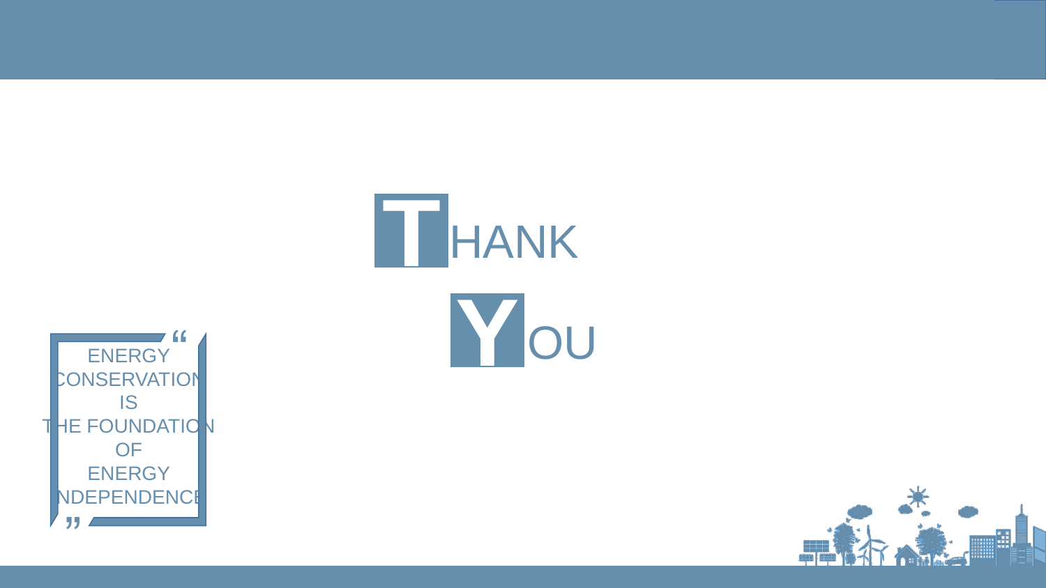# THANK YOU

"ENERGY CONSERVATION IS THE FOUNDATION OF ENERGY INDEPENDENCE"